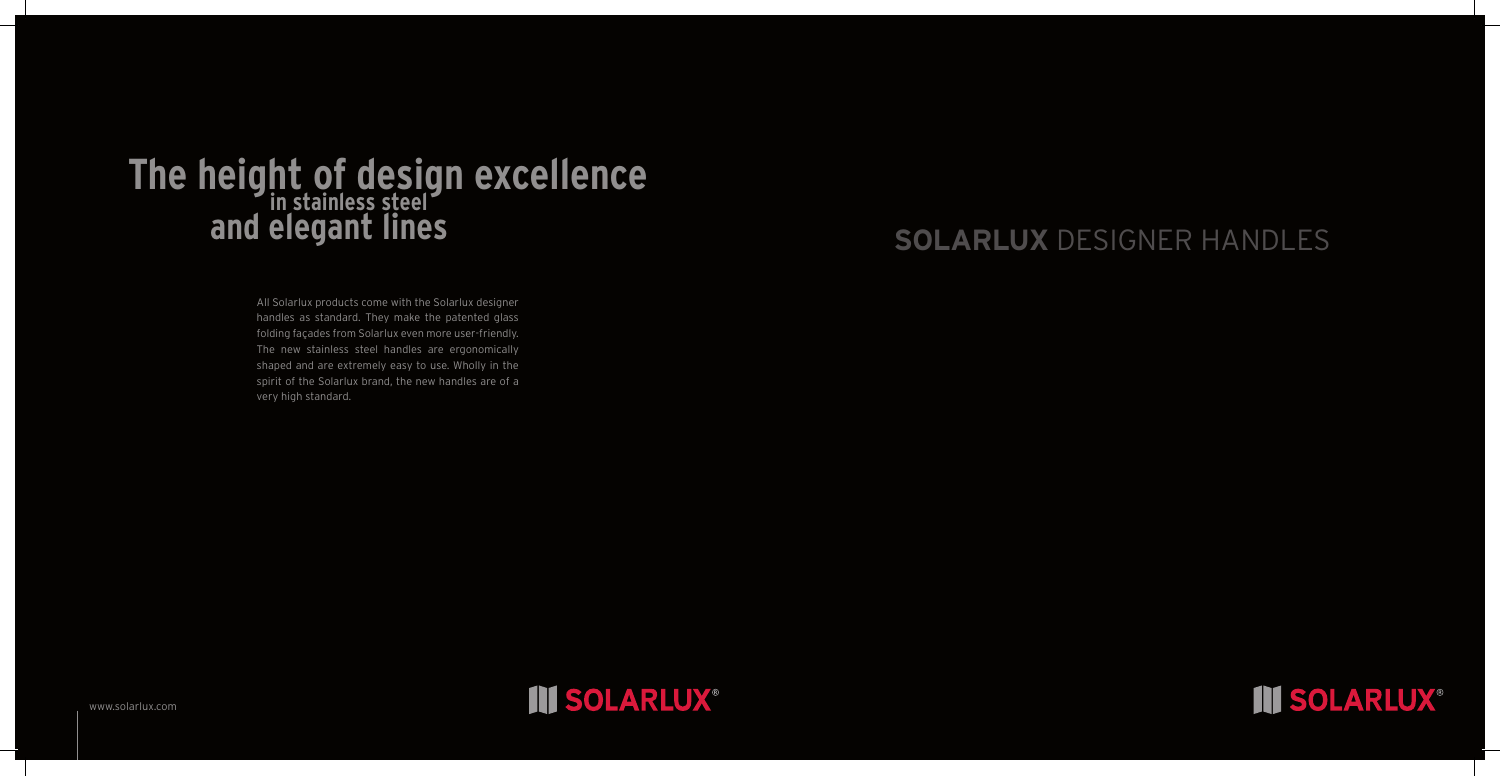# The height of design excellence in stainless steel and elegant lines

All Solarlux products come with the Solarlux designer handles as standard. They make the patented glass folding façades from Solarlux even more user-friendly. The new stainless steel handles are ergonomically shaped and are extremely easy to use. Wholly in the spirit of the Solarlux brand, the new handles are of a very high standard.

www.solarlux.com

SOLARLUX®

# SOLARLUX DESIGNER HANDLES

SOLARLUX®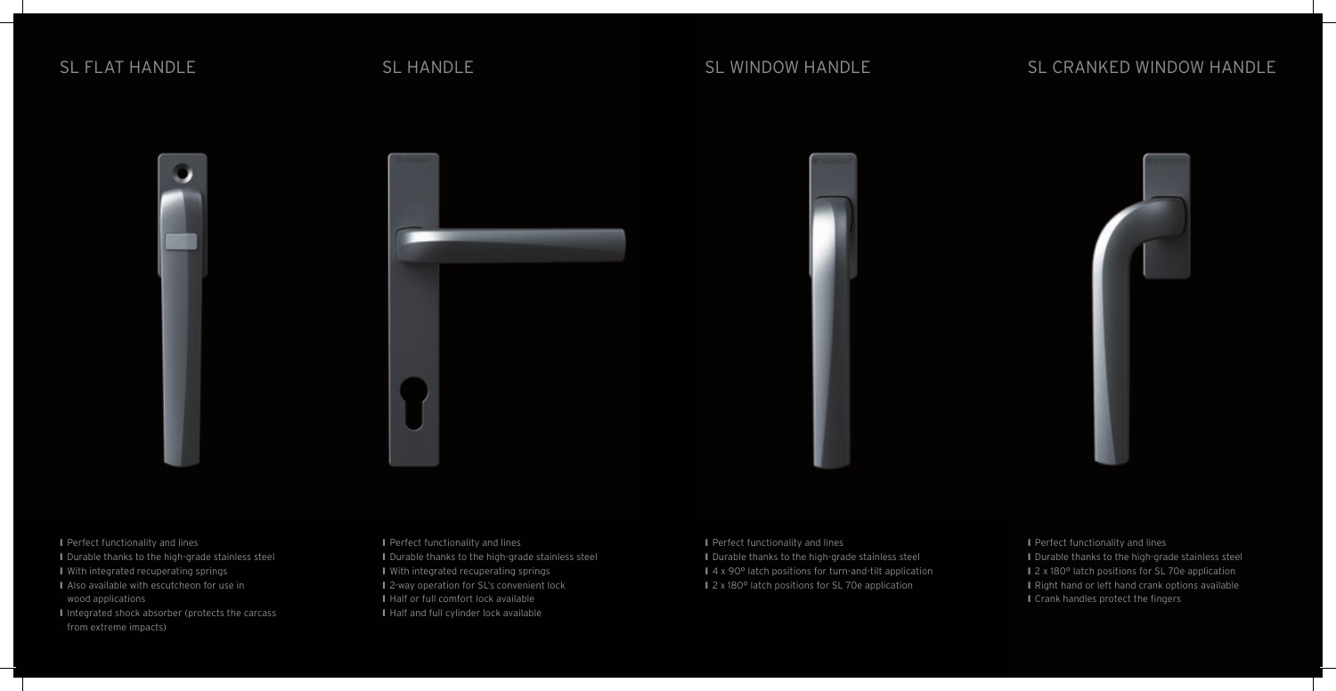## SL FLAT HANDLE

- Perfect functionality and lines
- Durable thanks to the high-grade stainless steel
- With integrated recuperating springs
- Also available with escutcheon for use in wood applications
- Integrated shock absorber (protects the carcass from extreme impacts)

## SL HANDLE

- Perfect functionality and lines
- Durable thanks to the high-grade stainless steel
- With integrated recuperating springs
- 2-way operation for SL's convenient lock
- Half or full comfort lock available
- Half and full cylinder lock available

## SL WINDOW HANDLE

- Perfect functionality and lines
- Durable thanks to the high-grade stainless steel
- 4 x 90° latch positions for turn-and-tilt application
- 2 x 180° latch positions for SL 70e application

## SL CRANKED WINDOW HANDLE

- Perfect functionality and lines
- Durable thanks to the high-grade stainless steel
- 2 x 180° latch positions for SL 70e application
- Right hand or left hand crank options available
- Crank handles protect the fingers